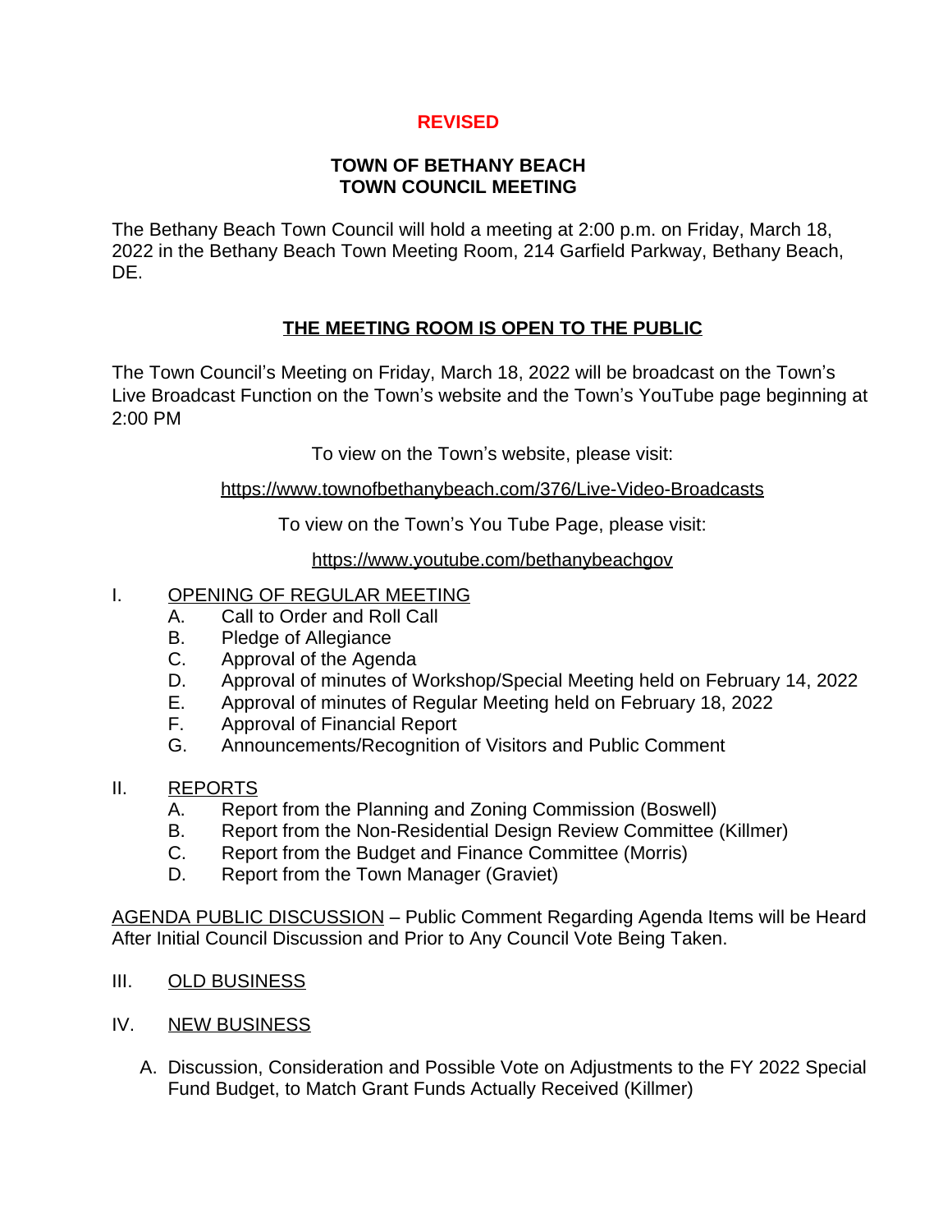**REVISED**

# TOWN OF BETHANY BEACH
# TOWN COUNCIL MEETING

The Bethany Beach Town Council will hold a meeting at 2:00 p.m. on Friday, March 18, 2022 in the Bethany Beach Town Meeting Room, 214 Garfield Parkway, Bethany Beach, DE.

## THE MEETING ROOM IS OPEN TO THE PUBLIC

The Town Council's Meeting on Friday, March 18, 2022 will be broadcast on the Town's Live Broadcast Function on the Town's website and the Town's YouTube page beginning at 2:00 PM

To view on the Town's website, please visit:

https://www.townofbethanybeach.com/376/Live-Video-Broadcasts

To view on the Town's You Tube Page, please visit:

https://www.youtube.com/bethanybeachgov

I. OPENING OF REGULAR MEETING
   - A. Call to Order and Roll Call
   - B. Pledge of Allegiance
   - C. Approval of the Agenda
   - D. Approval of minutes of Workshop/Special Meeting held on February 14, 2022
   - E. Approval of minutes of Regular Meeting held on February 18, 2022
   - F. Approval of Financial Report
   - G. Announcements/Recognition of Visitors and Public Comment

II. REPORTS
   - A. Report from the Planning and Zoning Commission (Boswell)
   - B. Report from the Non-Residential Design Review Committee (Killmer)
   - C. Report from the Budget and Finance Committee (Morris)
   - D. Report from the Town Manager (Graviet)

AGENDA PUBLIC DISCUSSION – Public Comment Regarding Agenda Items will be Heard After Initial Council Discussion and Prior to Any Council Vote Being Taken.

III. OLD BUSINESS

IV. NEW BUSINESS

   - A. Discussion, Consideration and Possible Vote on Adjustments to the FY 2022 Special Fund Budget, to Match Grant Funds Actually Received (Killmer)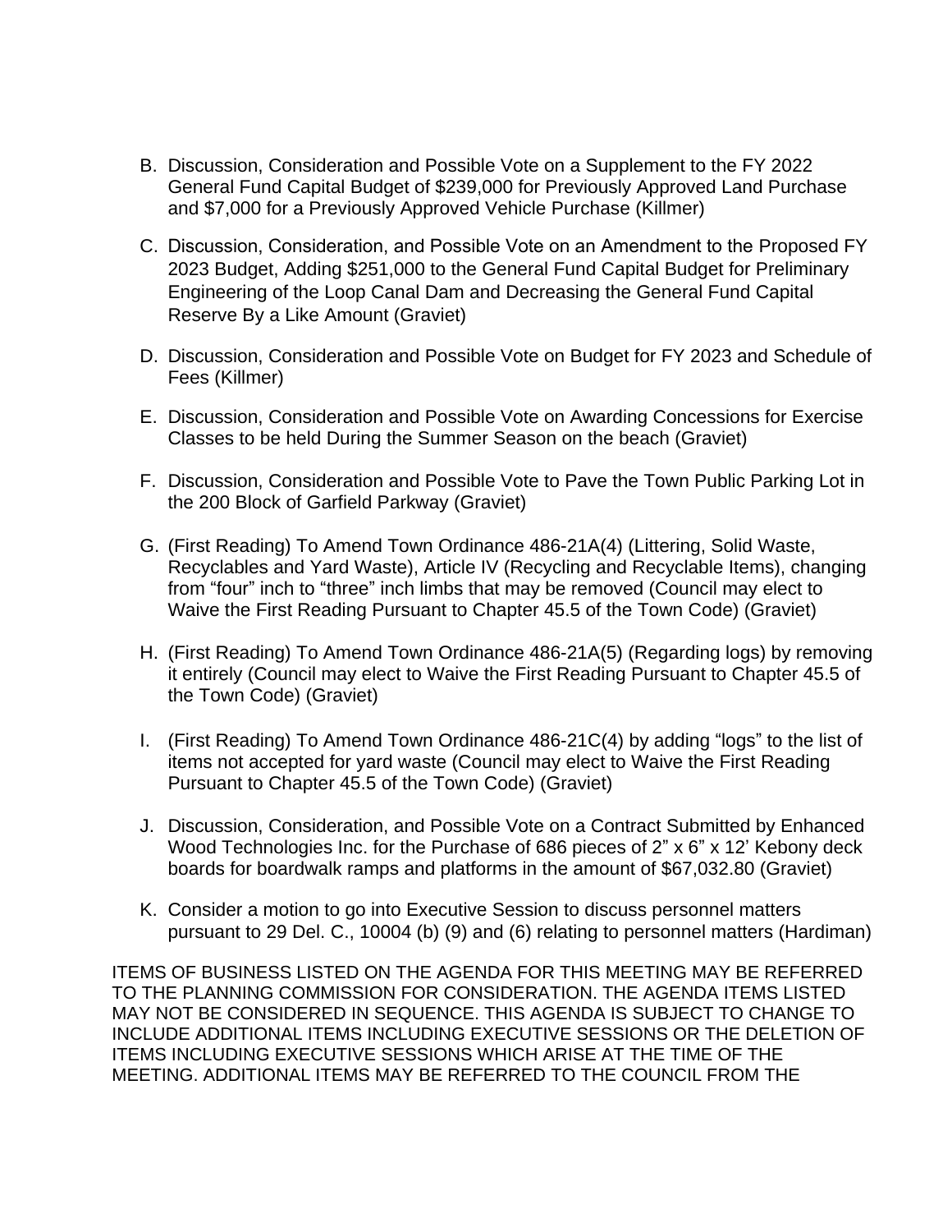B. Discussion, Consideration and Possible Vote on a Supplement to the FY 2022 General Fund Capital Budget of $239,000 for Previously Approved Land Purchase and $7,000 for a Previously Approved Vehicle Purchase (Killmer)

C. Discussion, Consideration, and Possible Vote on an Amendment to the Proposed FY 2023 Budget, Adding $251,000 to the General Fund Capital Budget for Preliminary Engineering of the Loop Canal Dam and Decreasing the General Fund Capital Reserve By a Like Amount (Graviet)

D. Discussion, Consideration and Possible Vote on Budget for FY 2023 and Schedule of Fees (Killmer)

E. Discussion, Consideration and Possible Vote on Awarding Concessions for Exercise Classes to be held During the Summer Season on the beach (Graviet)

F. Discussion, Consideration and Possible Vote to Pave the Town Public Parking Lot in the 200 Block of Garfield Parkway (Graviet)

G. (First Reading) To Amend Town Ordinance 486-21A(4) (Littering, Solid Waste, Recyclables and Yard Waste), Article IV (Recycling and Recyclable Items), changing from “four” inch to “three” inch limbs that may be removed (Council may elect to Waive the First Reading Pursuant to Chapter 45.5 of the Town Code) (Graviet)

H. (First Reading) To Amend Town Ordinance 486-21A(5) (Regarding logs) by removing it entirely (Council may elect to Waive the First Reading Pursuant to Chapter 45.5 of the Town Code) (Graviet)

I. (First Reading) To Amend Town Ordinance 486-21C(4) by adding “logs” to the list of items not accepted for yard waste (Council may elect to Waive the First Reading Pursuant to Chapter 45.5 of the Town Code) (Graviet)

J. Discussion, Consideration, and Possible Vote on a Contract Submitted by Enhanced Wood Technologies Inc. for the Purchase of 686 pieces of 2” x 6” x 12’ Kebony deck boards for boardwalk ramps and platforms in the amount of $67,032.80 (Graviet)

K. Consider a motion to go into Executive Session to discuss personnel matters pursuant to 29 Del. C., 10004 (b) (9) and (6) relating to personnel matters (Hardiman)

ITEMS OF BUSINESS LISTED ON THE AGENDA FOR THIS MEETING MAY BE REFERRED TO THE PLANNING COMMISSION FOR CONSIDERATION. THE AGENDA ITEMS LISTED MAY NOT BE CONSIDERED IN SEQUENCE. THIS AGENDA IS SUBJECT TO CHANGE TO INCLUDE ADDITIONAL ITEMS INCLUDING EXECUTIVE SESSIONS OR THE DELETION OF ITEMS INCLUDING EXECUTIVE SESSIONS WHICH ARISE AT THE TIME OF THE MEETING. ADDITIONAL ITEMS MAY BE REFERRED TO THE COUNCIL FROM THE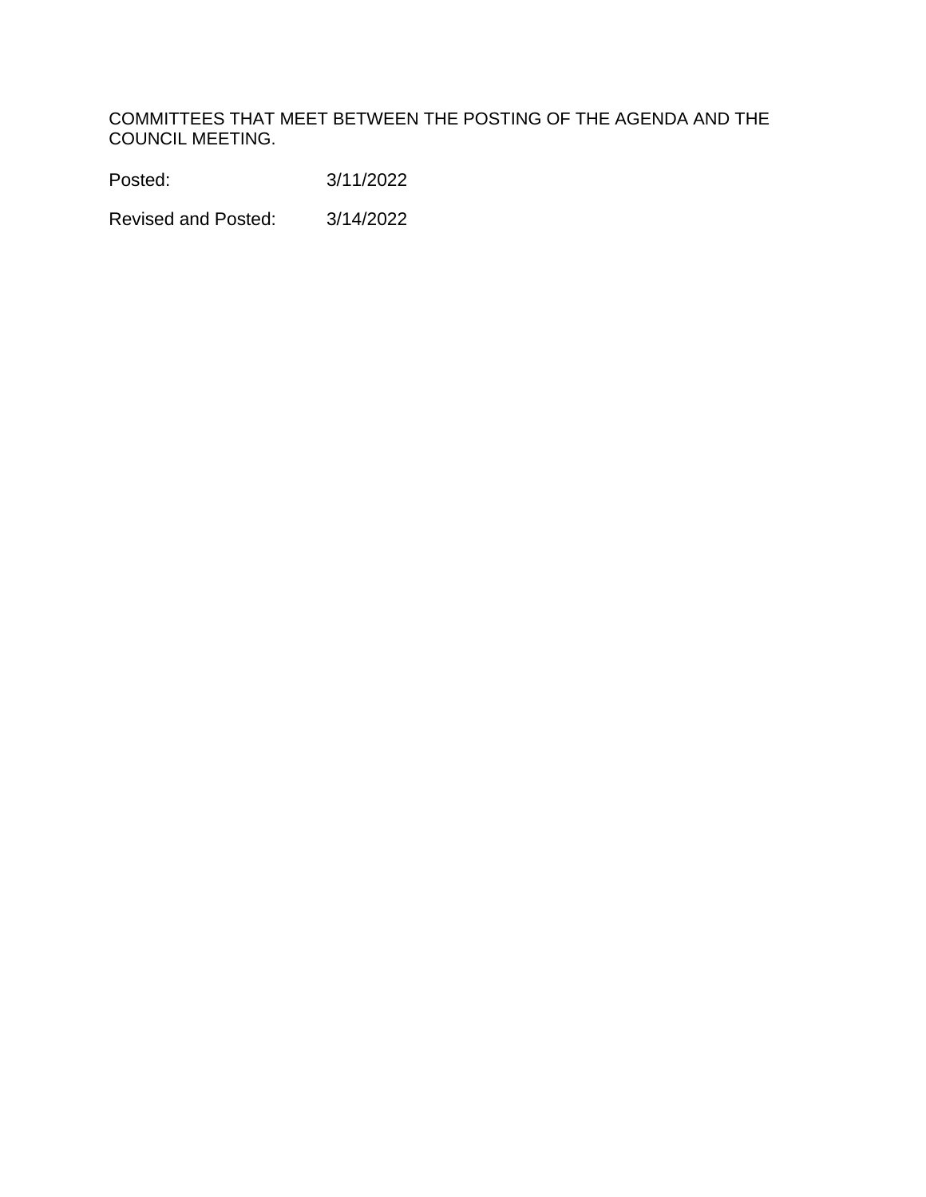COMMITTEES THAT MEET BETWEEN THE POSTING OF THE AGENDA AND THE COUNCIL MEETING.

Posted: 3/11/2022

Revised and Posted: 3/14/2022